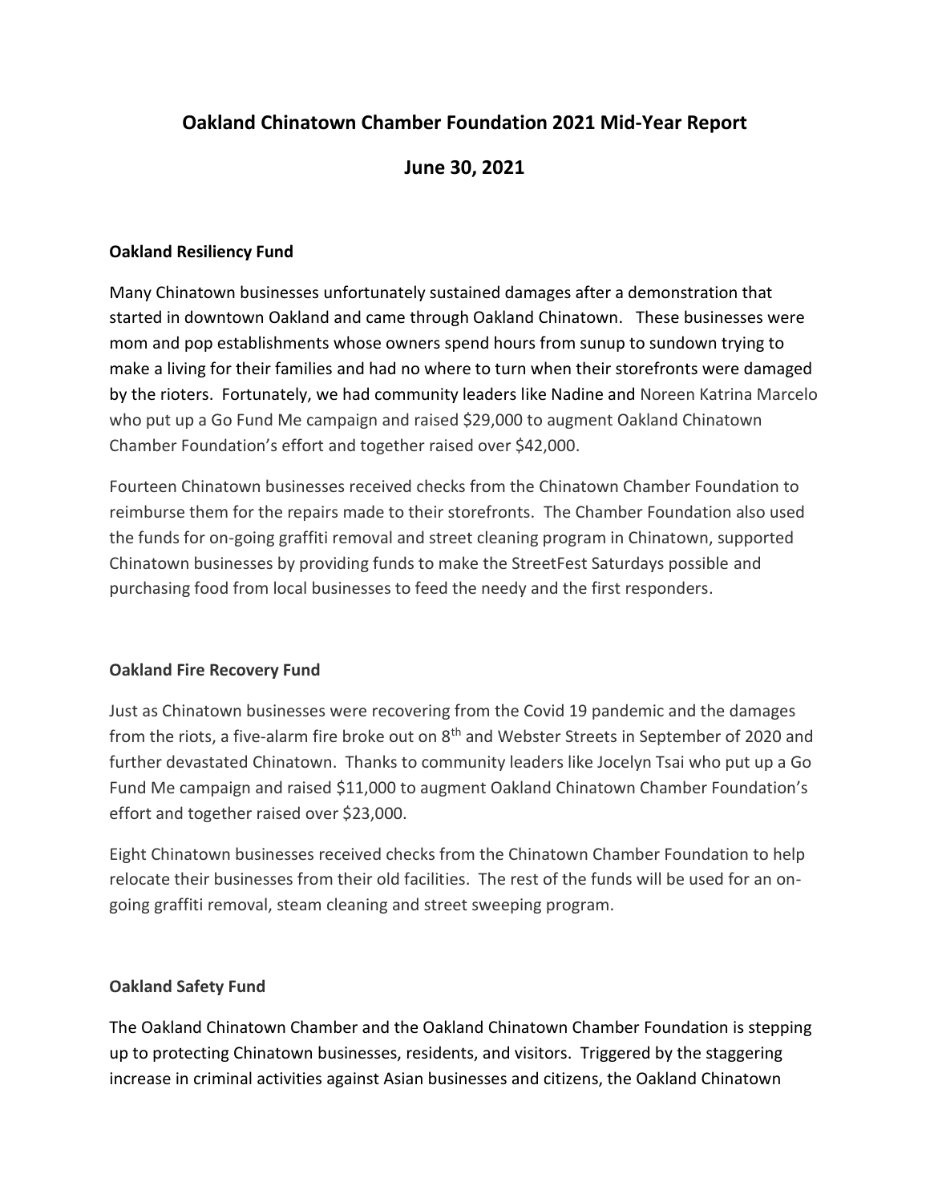# Oakland Chinatown Chamber Foundation 2021 Mid-Year Report

## June 30, 2021

**Oakland Resiliency Fund**

Many Chinatown businesses unfortunately sustained damages after a demonstration that started in downtown Oakland and came through Oakland Chinatown. These businesses were mom and pop establishments whose owners spend hours from sunup to sundown trying to make a living for their families and had no where to turn when their storefronts were damaged by the rioters. Fortunately, we had community leaders like Nadine and Noreen Katrina Marcelo who put up a Go Fund Me campaign and raised $29,000 to augment Oakland Chinatown Chamber Foundation's effort and together raised over $42,000.

Fourteen Chinatown businesses received checks from the Chinatown Chamber Foundation to reimburse them for the repairs made to their storefronts. The Chamber Foundation also used the funds for on-going graffiti removal and street cleaning program in Chinatown, supported Chinatown businesses by providing funds to make the StreetFest Saturdays possible and purchasing food from local businesses to feed the needy and the first responders.

**Oakland Fire Recovery Fund**

Just as Chinatown businesses were recovering from the Covid 19 pandemic and the damages from the riots, a five-alarm fire broke out on 8th and Webster Streets in September of 2020 and further devastated Chinatown. Thanks to community leaders like Jocelyn Tsai who put up a Go Fund Me campaign and raised $11,000 to augment Oakland Chinatown Chamber Foundation's effort and together raised over $23,000.

Eight Chinatown businesses received checks from the Chinatown Chamber Foundation to help relocate their businesses from their old facilities. The rest of the funds will be used for an on-going graffiti removal, steam cleaning and street sweeping program.

**Oakland Safety Fund**

The Oakland Chinatown Chamber and the Oakland Chinatown Chamber Foundation is stepping up to protecting Chinatown businesses, residents, and visitors. Triggered by the staggering increase in criminal activities against Asian businesses and citizens, the Oakland Chinatown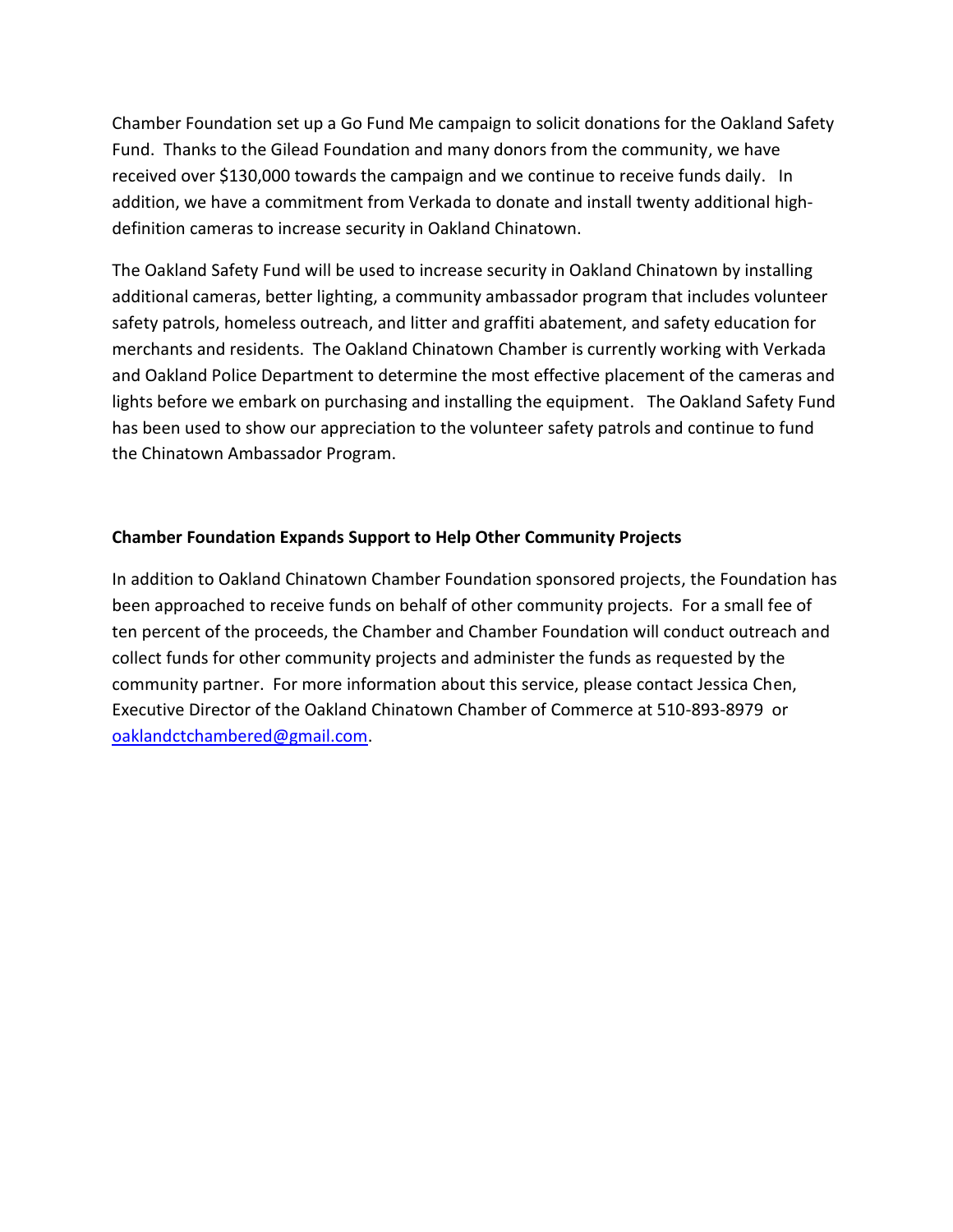Chamber Foundation set up a Go Fund Me campaign to solicit donations for the Oakland Safety Fund. Thanks to the Gilead Foundation and many donors from the community, we have received over $130,000 towards the campaign and we continue to receive funds daily. In addition, we have a commitment from Verkada to donate and install twenty additional high-definition cameras to increase security in Oakland Chinatown.

The Oakland Safety Fund will be used to increase security in Oakland Chinatown by installing additional cameras, better lighting, a community ambassador program that includes volunteer safety patrols, homeless outreach, and litter and graffiti abatement, and safety education for merchants and residents. The Oakland Chinatown Chamber is currently working with Verkada and Oakland Police Department to determine the most effective placement of the cameras and lights before we embark on purchasing and installing the equipment. The Oakland Safety Fund has been used to show our appreciation to the volunteer safety patrols and continue to fund the Chinatown Ambassador Program.

**Chamber Foundation Expands Support to Help Other Community Projects**

In addition to Oakland Chinatown Chamber Foundation sponsored projects, the Foundation has been approached to receive funds on behalf of other community projects. For a small fee of ten percent of the proceeds, the Chamber and Chamber Foundation will conduct outreach and collect funds for other community projects and administer the funds as requested by the community partner. For more information about this service, please contact Jessica Chen, Executive Director of the Oakland Chinatown Chamber of Commerce at 510-893-8979 or oaklandctchambered@gmail.com.